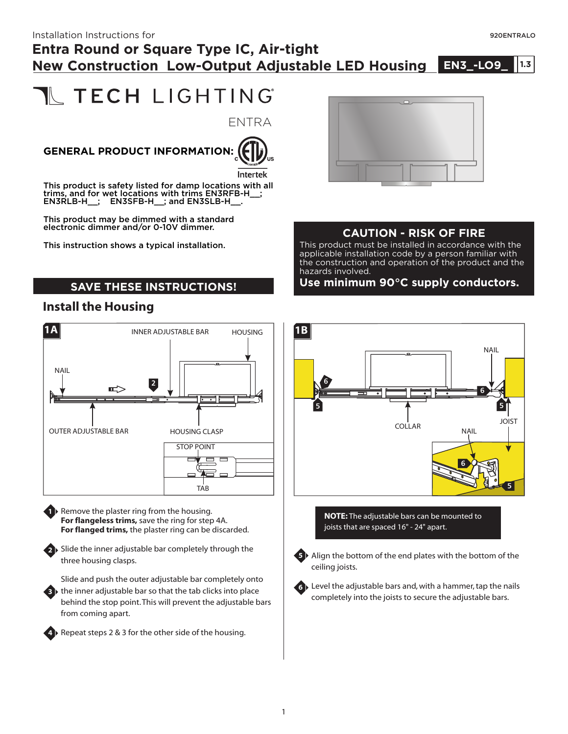Installation Instructions for

# Entra Round or Square Type IC, Air-tight New Construction Low-Output Adjustable LED Housing

**EN3_-LO9_** 1.3

TECH LIGHTING

ENTRA

## GENERAL PRODUCT INFORMATION:

This product is safety listed for damp locations with all trims, and for wet locations with trims EN3RFB-H__; EN3RLB-H__; EN3SFB-H__; and EN3SLB-H__.

This product may be dimmed with a standard electronic dimmer and/or 0-10V dimmer.

This instruction shows a typical installation.

### CAUTION - RISK OF FIRE

This product must be installed in accordance with the applicable installation code by a person familiar with the construction and operation of the product and the hazards involved.

**Use minimum 90°C supply conductors.**

## SAVE THESE INSTRUCTIONS!

## Install the Housing

**1A**

INNER ADJUSTABLE BAR, HOUSING, NAIL, OUTER ADJUSTABLE BAR, HOUSING CLASP, STOP POINT, TAB

1. Remove the plaster ring from the housing. **For flangeless trims,** save the ring for step 4A. **For flanged trims,** the plaster ring can be discarded.
2. Slide the inner adjustable bar completely through the three housing clasps.
3. Slide and push the outer adjustable bar completely onto the inner adjustable bar so that the tab clicks into place behind the stop point. This will prevent the adjustable bars from coming apart.
4. Repeat steps 2 & 3 for the other side of the housing.

**1B**

NAIL, COLLAR, JOIST

**NOTE:** The adjustable bars can be mounted to joists that are spaced 16" - 24" apart.

5. Align the bottom of the end plates with the bottom of the ceiling joists.
6. Level the adjustable bars and, with a hammer, tap the nails completely into the joists to secure the adjustable bars.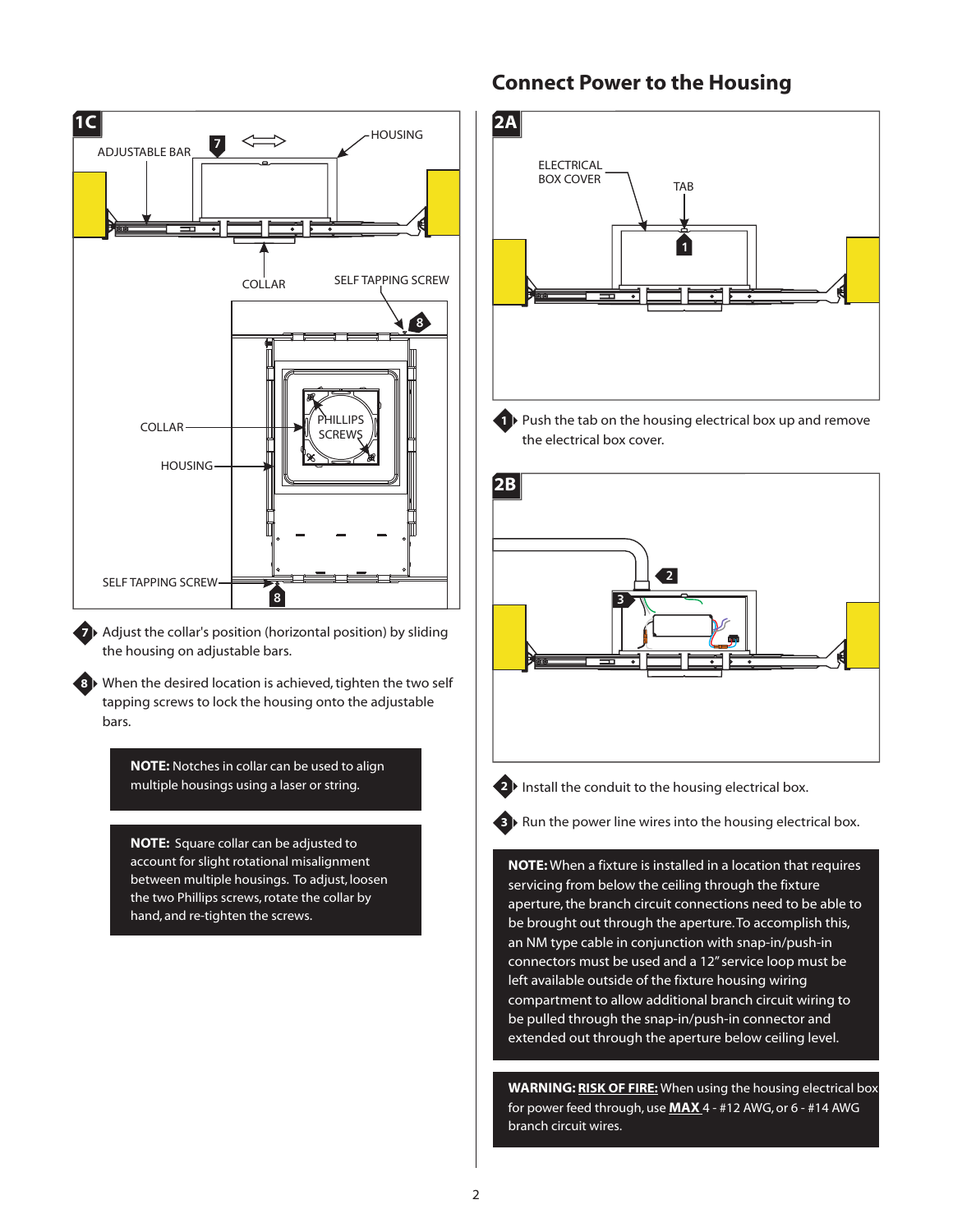**1C**

ADJUSTABLE BAR

HOUSING

COLLAR

SELF TAPPING SCREW

COLLAR

PHILLIPS SCREWS

HOUSING

SELF TAPPING SCREW

7. Adjust the collar's position (horizontal position) by sliding the housing on adjustable bars.

8. When the desired location is achieved, tighten the two self tapping screws to lock the housing onto the adjustable bars.

**NOTE:** Notches in collar can be used to align multiple housings using a laser or string.

**NOTE:** Square collar can be adjusted to account for slight rotational misalignment between multiple housings. To adjust, loosen the two Phillips screws, rotate the collar by hand, and re-tighten the screws.

## Connect Power to the Housing

**2A**

ELECTRICAL BOX COVER

TAB

1. Push the tab on the housing electrical box up and remove the electrical box cover.

**2B**

2. Install the conduit to the housing electrical box.

3. Run the power line wires into the housing electrical box.

**NOTE:** When a fixture is installed in a location that requires servicing from below the ceiling through the fixture aperture, the branch circuit connections need to be able to be brought out through the aperture. To accomplish this, an NM type cable in conjunction with snap-in/push-in connectors must be used and a 12" service loop must be left available outside of the fixture housing wiring compartment to allow additional branch circuit wiring to be pulled through the snap-in/push-in connector and extended out through the aperture below ceiling level.

**WARNING:** **RISK OF FIRE:** When using the housing electrical box for power feed through, use **MAX** 4 - #12 AWG, or 6 - #14 AWG branch circuit wires.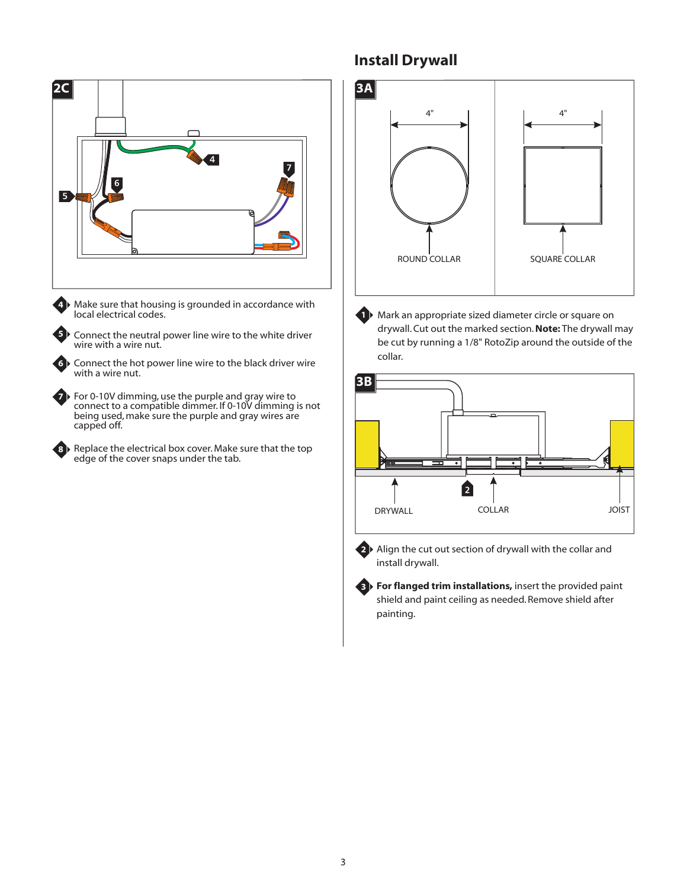**2C**

4. Make sure that housing is grounded in accordance with local electrical codes.
5. Connect the neutral power line wire to the white driver wire with a wire nut.
6. Connect the hot power line wire to the black driver wire with a wire nut.
7. For 0-10V dimming, use the purple and gray wire to connect to a compatible dimmer. If 0-10V dimming is not being used, make sure the purple and gray wires are capped off.
8. Replace the electrical box cover. Make sure that the top edge of the cover snaps under the tab.

## Install Drywall

**3A**

4" — ROUND COLLAR

4" — SQUARE COLLAR

1. Mark an appropriate sized diameter circle or square on drywall. Cut out the marked section. **Note:** The drywall may be cut by running a 1/8" RotoZip around the outside of the collar.

**3B**

DRYWALL — COLLAR — JOIST

2. Align the cut out section of drywall with the collar and install drywall.
3. **For flanged trim installations,** insert the provided paint shield and paint ceiling as needed. Remove shield after painting.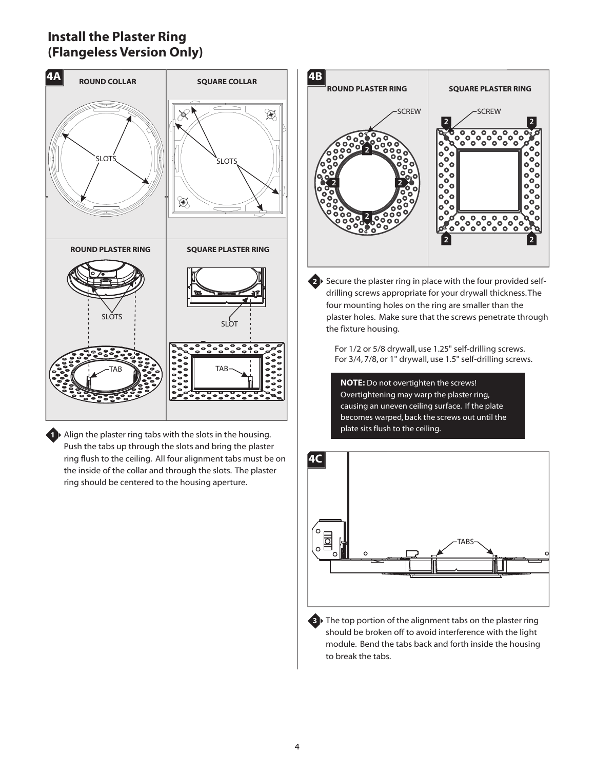# Install the Plaster Ring (Flangeless Version Only)

**4A**

ROUND COLLAR | SQUARE COLLAR

SLOTS | SLOTS

ROUND PLASTER RING | SQUARE PLASTER RING

SLOTS | SLOT

TAB | TAB

1. Align the plaster ring tabs with the slots in the housing. Push the tabs up through the slots and bring the plaster ring flush to the ceiling. All four alignment tabs must be on the inside of the collar and through the slots. The plaster ring should be centered to the housing aperture.

**4B**

ROUND PLASTER RING | SQUARE PLASTER RING

SCREW | SCREW

2. Secure the plaster ring in place with the four provided self-drilling screws appropriate for your drywall thickness. The four mounting holes on the ring are smaller than the plaster holes. Make sure that the screws penetrate through the fixture housing.

   For 1/2 or 5/8 drywall, use 1.25" self-drilling screws.
   For 3/4, 7/8, or 1" drywall, use 1.5" self-drilling screws.

   **NOTE:** Do not overtighten the screws! Overtightening may warp the plaster ring, causing an uneven ceiling surface. If the plate becomes warped, back the screws out until the plate sits flush to the ceiling.

**4C**

TABS

3. The top portion of the alignment tabs on the plaster ring should be broken off to avoid interference with the light module. Bend the tabs back and forth inside the housing to break the tabs.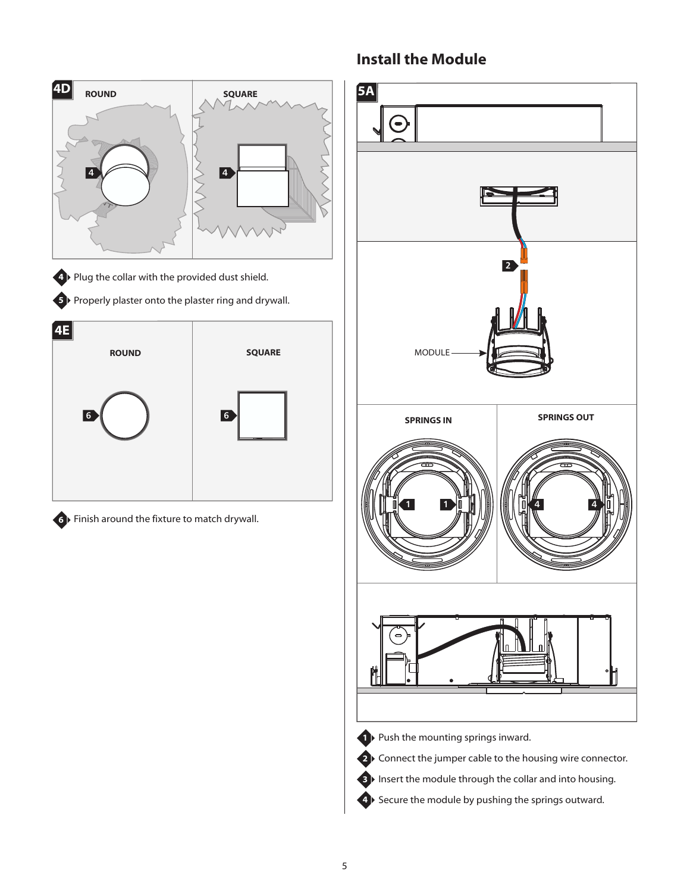**4D**

ROUND

SQUARE

4. Plug the collar with the provided dust shield.
5. Properly plaster onto the plaster ring and drywall.

**4E**

ROUND

SQUARE

6. Finish around the fixture to match drywall.

## Install the Module

**5A**

MODULE

SPRINGS IN

SPRINGS OUT

1. Push the mounting springs inward.
2. Connect the jumper cable to the housing wire connector.
3. Insert the module through the collar and into housing.
4. Secure the module by pushing the springs outward.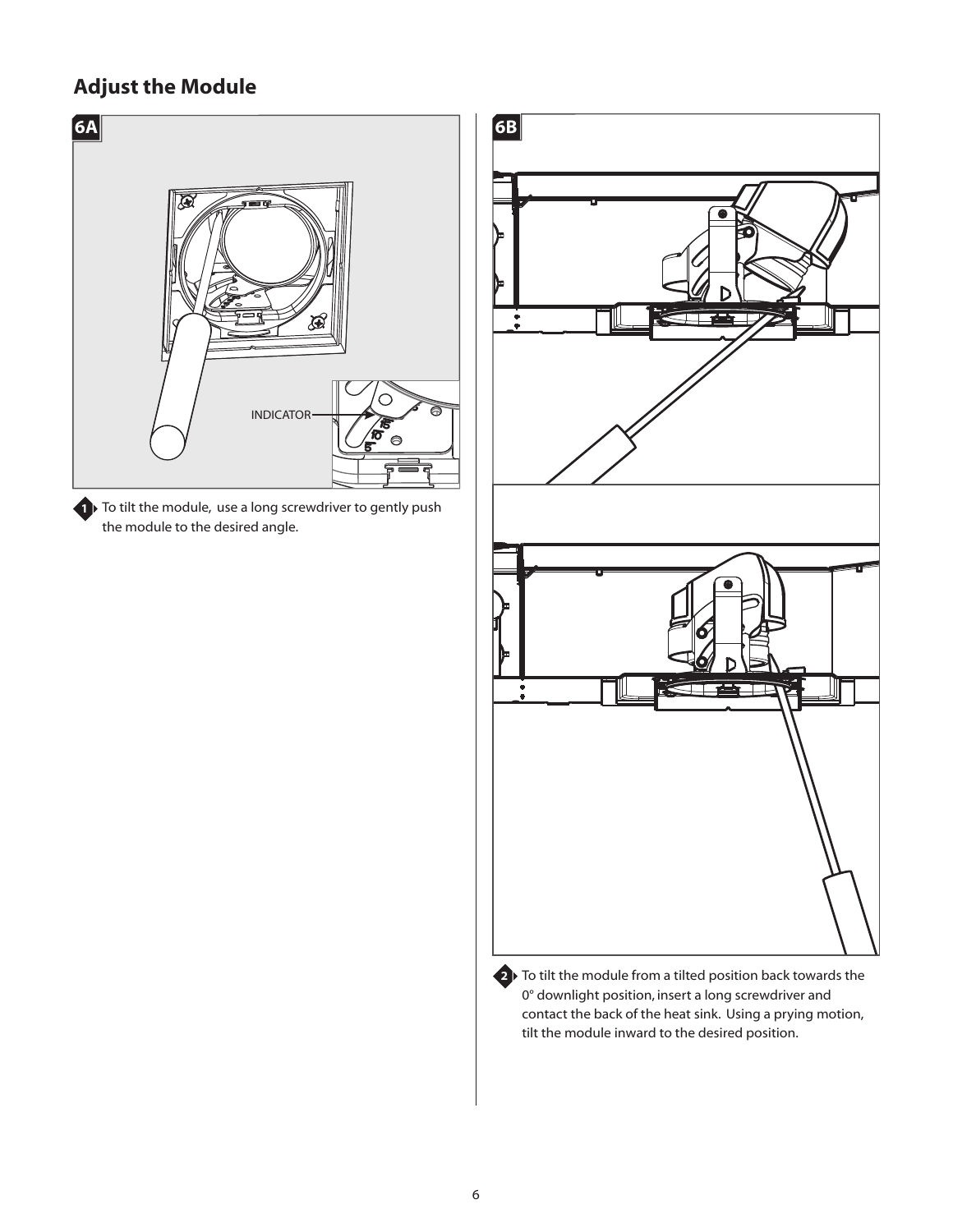## Adjust the Module

**6A**

INDICATOR

1. To tilt the module, use a long screwdriver to gently push the module to the desired angle.

**6B**

2. To tilt the module from a tilted position back towards the 0° downlight position, insert a long screwdriver and contact the back of the heat sink. Using a prying motion, tilt the module inward to the desired position.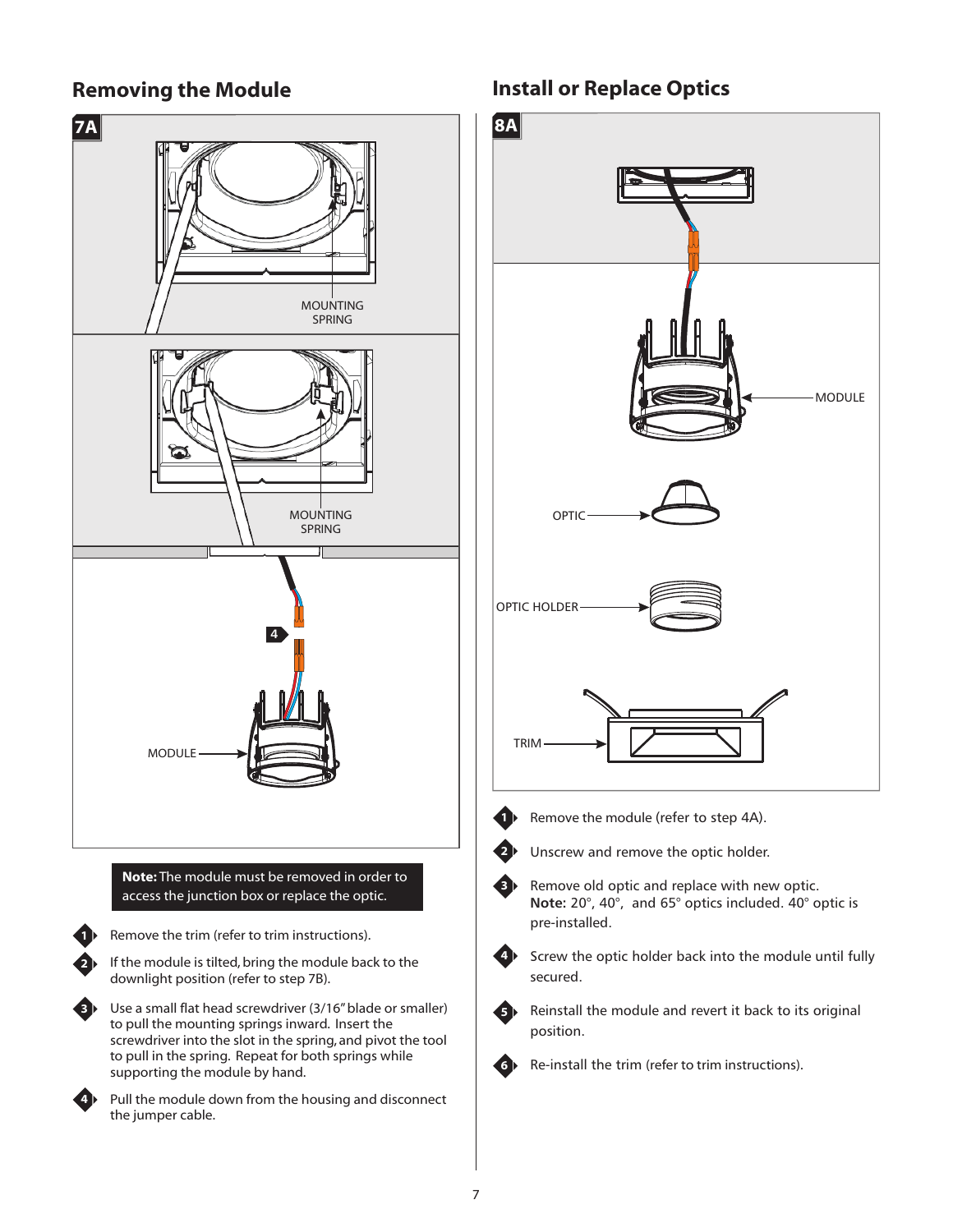## Removing the Module

7A

MOUNTING SPRING

MOUNTING SPRING

4

MODULE

**Note:** The module must be removed in order to access the junction box or replace the optic.

1. Remove the trim (refer to trim instructions).
2. If the module is tilted, bring the module back to the downlight position (refer to step 7B).
3. Use a small flat head screwdriver (3/16" blade or smaller) to pull the mounting springs inward. Insert the screwdriver into the slot in the spring, and pivot the tool to pull in the spring. Repeat for both springs while supporting the module by hand.
4. Pull the module down from the housing and disconnect the jumper cable.

## Install or Replace Optics

8A

MODULE

OPTIC

OPTIC HOLDER

TRIM

1. Remove the module (refer to step 4A).
2. Unscrew and remove the optic holder.
3. Remove old optic and replace with new optic.
   **Note:** 20°, 40°, and 65° optics included. 40° optic is pre-installed.
4. Screw the optic holder back into the module until fully secured.
5. Reinstall the module and revert it back to its original position.
6. Re-install the trim (refer to trim instructions).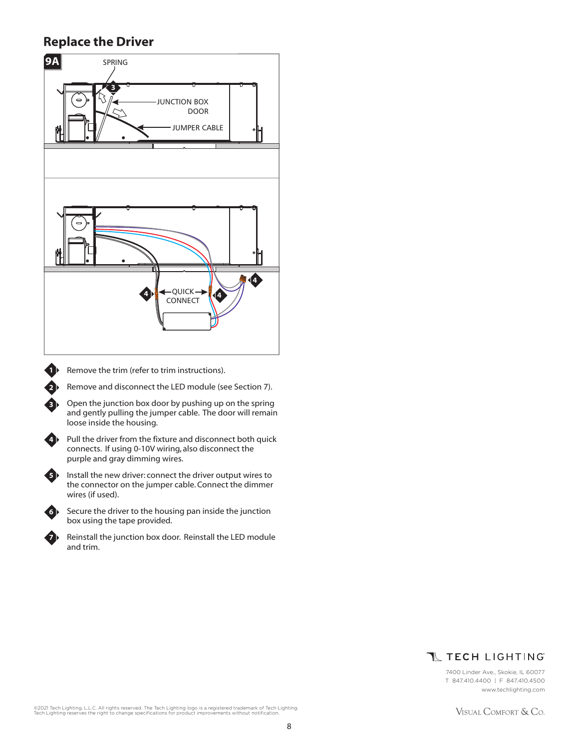## Replace the Driver

9A

SPRING

JUNCTION BOX DOOR

JUMPER CABLE

QUICK CONNECT

1. Remove the trim (refer to trim instructions).
2. Remove and disconnect the LED module (see Section 7).
3. Open the junction box door by pushing up on the spring and gently pulling the jumper cable. The door will remain loose inside the housing.
4. Pull the driver from the fixture and disconnect both quick connects. If using 0-10V wiring, also disconnect the purple and gray dimming wires.
5. Install the new driver: connect the driver output wires to the connector on the jumper cable. Connect the dimmer wires (if used).
6. Secure the driver to the housing pan inside the junction box using the tape provided.
7. Reinstall the junction box door. Reinstall the LED module and trim.

TECH LIGHTING

7400 Linder Ave., Skokie, IL 60077
T 847.410.4400 | F 847.410.4500
www.techlighting.com

©2021 Tech Lighting, L.L.C. All rights reserved. The Tech Lighting logo is a registered trademark of Tech Lighting.
Tech Lighting reserves the right to change specifications for product improvements without notification.

VISUAL COMFORT & CO.